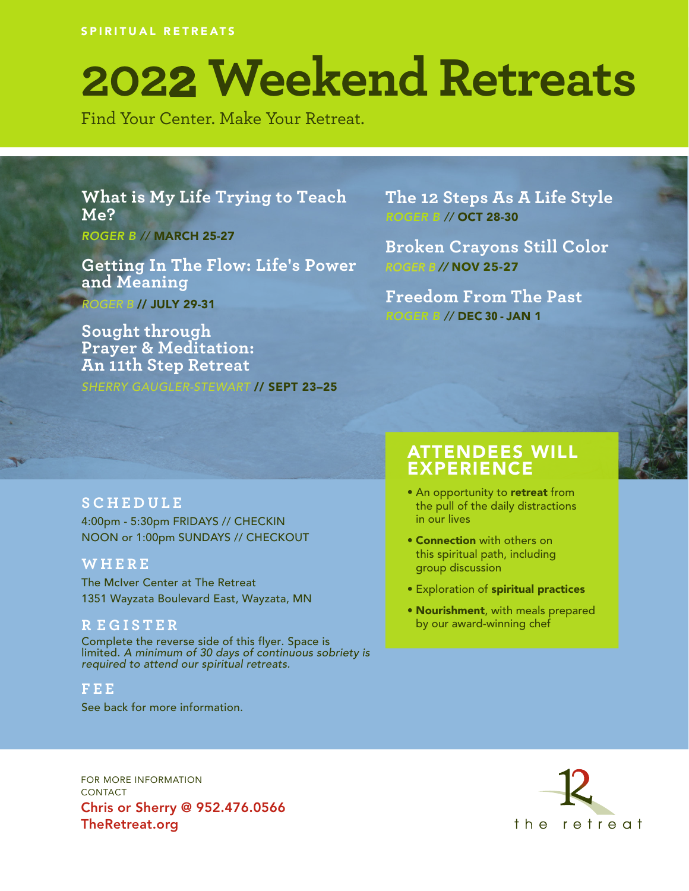SPIRITUAL RETREATS

# 2022 Weekend Retreats

Find Your Center. Make Your Retreat.

### What is My Life Trying to Teach Me?

*ROGER B* // **MARCH 25-27**

### Getting In The Flow: Life's Power and Meaning

*ROGER B* // **JULY 29-31**

### Sought through Prayer & Meditation: An 11th Step Retreat

*SHERRY GAUGLER-STEWART* // **SEPT 23–25**

### The 12 Steps As A Life Style

*ROGER B* // **OCT 28-30**

### Broken Crayons Still Color

*ROGER B* // **NOV 25-27**

### Freedom From The Past

*ROGER B* // **DEC 30 - JAN 1**

## SCHEDULE

4:00pm - 5:30pm FRIDAYS // CHECKIN
NOON or 1:00pm SUNDAYS // CHECKOUT

## WHERE

The McIver Center at The Retreat
1351 Wayzata Boulevard East, Wayzata, MN

## REGISTER

Complete the reverse side of this flyer. Space is limited. *A minimum of 30 days of continuous sobriety is required to attend our spiritual retreats.*

## FEE

See back for more information.

## ATTENDEES WILL EXPERIENCE

- An opportunity to **retreat** from the pull of the daily distractions in our lives
- **Connection** with others on this spiritual path, including group discussion
- Exploration of **spiritual practices**
- **Nourishment**, with meals prepared by our award-winning chef

FOR MORE INFORMATION CONTACT
**Chris or Sherry @ 952.476.0566**
**TheRetreat.org**

12 the retreat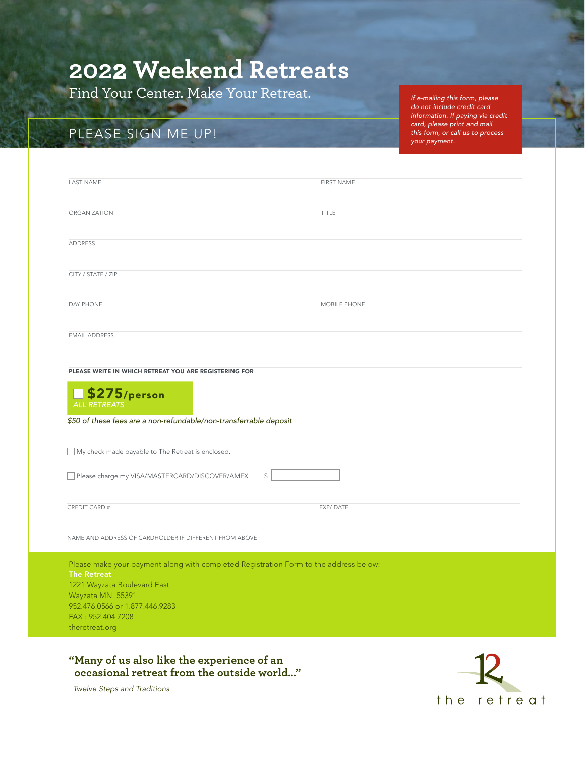# 2022 Weekend Retreats

Find Your Center. Make Your Retreat.

*If e-mailing this form, please do not include credit card information. If paying via credit card, please print and mail this form, or call us to process your payment.*

## PLEASE SIGN ME UP!

LAST NAME

FIRST NAME

ORGANIZATION

TITLE

ADDRESS

CITY / STATE / ZIP

DAY PHONE

MOBILE PHONE

EMAIL ADDRESS

**PLEASE WRITE IN WHICH RETREAT YOU ARE REGISTERING FOR**

☐ **$275/person**
*ALL RETREATS*

*$50 of these fees are a non-refundable/non-transferrable deposit*

☐ My check made payable to The Retreat is enclosed.

☐ Please charge my VISA/MASTERCARD/DISCOVER/AMEX $

CREDIT CARD #

EXP/ DATE

NAME AND ADDRESS OF CARDHOLDER IF DIFFERENT FROM ABOVE

Please make your payment along with completed Registration Form to the address below:
**The Retreat**
1221 Wayzata Boulevard East
Wayzata MN 55391
952.476.0566 or 1.877.446.9283
FAX : 952.404.7208
theretreat.org

**"Many of us also like the experience of an occasional retreat from the outside world..."**

*Twelve Steps and Traditions*

12 the retreat